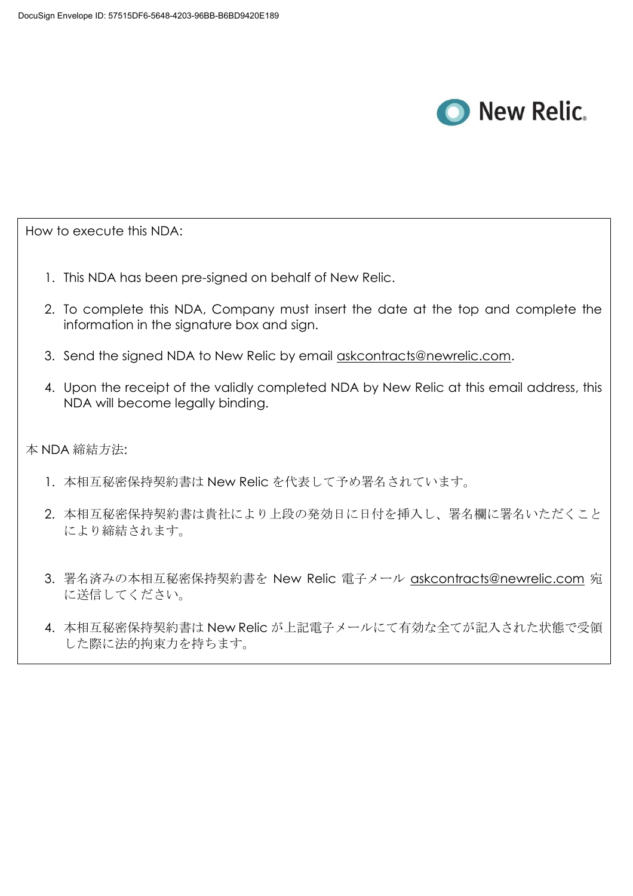DocuSign Envelope ID: 57515DF6-5648-4203-96BB-B6BD9420E189

New Relic.

How to execute this NDA:

1. This NDA has been pre-signed on behalf of New Relic.
2. To complete this NDA, Company must insert the date at the top and complete the information in the signature box and sign.
3. Send the signed NDA to New Relic by email askcontracts@newrelic.com.
4. Upon the receipt of the validly completed NDA by New Relic at this email address, this NDA will become legally binding.

本 NDA 締結方法:

1. 本相互秘密保持契約書は New Relic を代表して予め署名されています。
2. 本相互秘密保持契約書は貴社により上段の発効日に日付を挿入し、署名欄に署名いただくことにより締結されます。
3. 署名済みの本相互秘密保持契約書を New Relic 電子メール askcontracts@newrelic.com 宛に送信してください。
4. 本相互秘密保持契約書は New Relic が上記電子メールにて有効な全てが記入された状態で受領した際に法的拘束力を持ちます。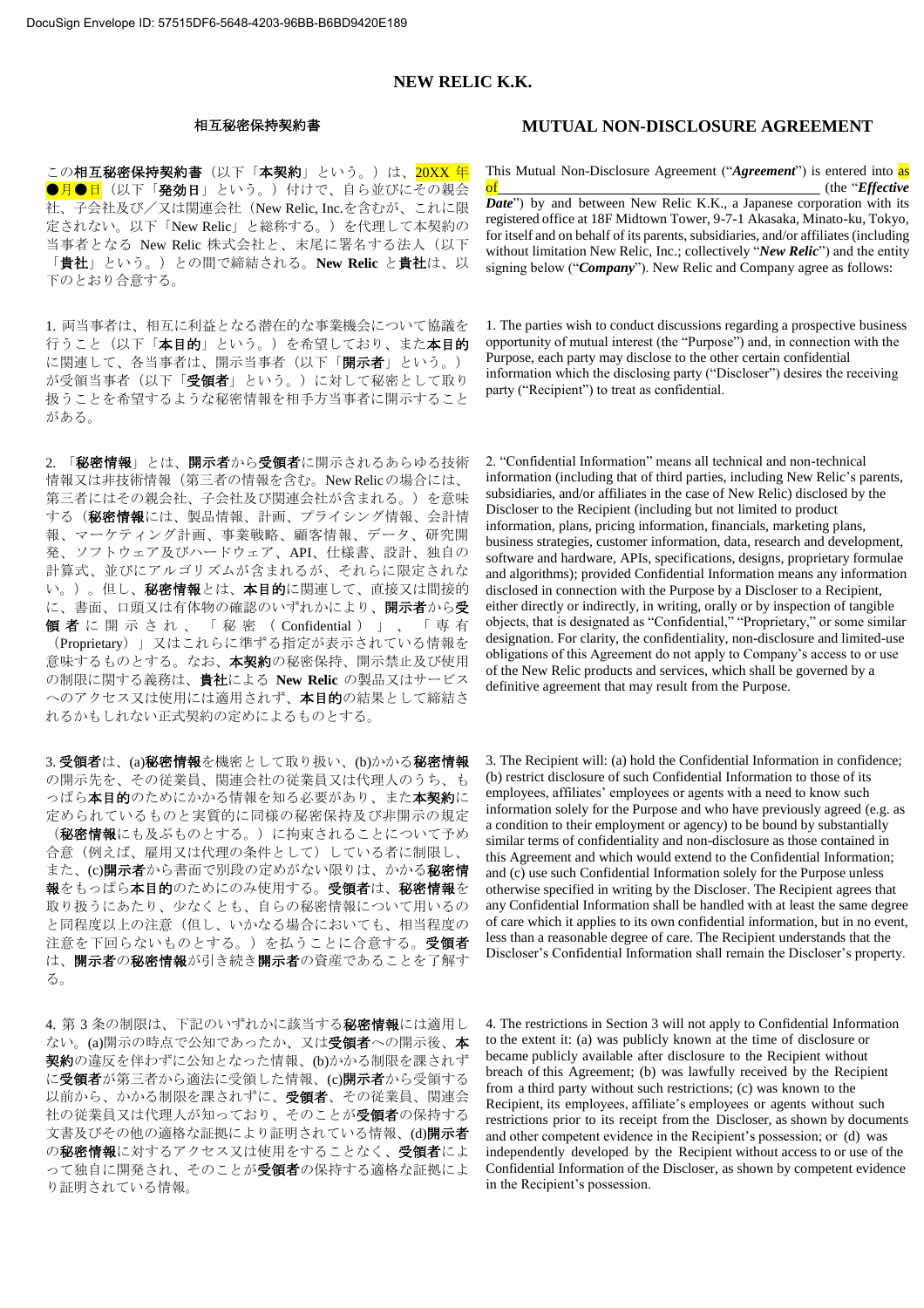# NEW RELIC K.K.

## 相互秘密保持契約書

この**相互秘密保持契約書**（以下「**本契約**」という。）は、20XX 年●月●日（以下「**発効日**」という。）付けで、自ら並びにその親会社、子会社及び／又は関連会社（New Relic, Inc.を含むが、これに限定されない。以下「New Relic」と総称する。）を代理して本契約の当事者となる New Relic 株式会社と、末尾に署名する法人（以下「**貴社**」という。）との間で締結される。**New Relic** と**貴社**は、以下のとおり合意する。

1. 両当事者は、相互に利益となる潜在的な事業機会について協議を行うこと（以下「**本目的**」という。）を希望しており、また**本目的**に関連して、各当事者は、開示当事者（以下「**開示者**」という。）が受領当事者（以下「**受領者**」という。）に対して秘密として取り扱うことを希望するような秘密情報を相手方当事者に開示することがある。

2. 「**秘密情報**」とは、**開示者**から**受領者**に開示されるあらゆる技術情報又は非技術情報（第三者の情報を含む。New Relic の場合には、第三者にはその親会社、子会社及び関連会社が含まれる。）を意味する（**秘密情報**には、製品情報、計画、プライシング情報、会計情報、マーケティング計画、事業戦略、顧客情報、データ、研究開発、ソフトウェア及びハードウェア、API、仕様書、設計、独自の計算式、並びにアルゴリズムが含まれるが、それらに限定されない。）。但し、**秘密情報**とは、**本目的**に関連して、直接又は間接的に、書面、口頭又は有体物の確認のいずれかにより、**開示者**から**受領者**に開示され、「秘密（Confidential）」、「専有（Proprietary）」又はこれらに準ずる指定が表示されている情報を意味するものとする。なお、**本契約**の秘密保持、開示禁止及び使用の制限に関する義務は、**貴社**による **New Relic** の製品又はサービスへのアクセス又は使用には適用されず、**本目的**の結果として締結されるかもしれない正式契約の定めによるものとする。

3. **受領者**は、(a)**秘密情報**を機密として取り扱い、(b)かかる**秘密情報**の開示先を、その従業員、関連会社の従業員又は代理人のうち、もっぱら**本目的**のためにかかる情報を知る必要があり、また**本契約**に定められているものと実質的に同様の秘密保持及び非開示の規定（**秘密情報**にも及ぶものとする。）に拘束されることについて予め合意（例えば、雇用又は代理の条件として）している者に制限し、また、(c)**開示者**から書面で別段の定めがない限りは、かかる**秘密情報**をもっぱら**本目的**のためにのみ使用する。**受領者**は、**秘密情報**を取り扱うにあたり、少なくとも、自らの秘密情報について用いるのと同程度以上の注意（但し、いかなる場合においても、相当程度の注意を下回らないものとする。）を払うことに合意する。**受領者**は、**開示者**の**秘密情報**が引き続き**開示者**の資産であることを了解する。

4. 第 3 条の制限は、下記のいずれかに該当する**秘密情報**には適用しない。(a)開示の時点で公知であったか、又は**受領者**への開示後、**本契約**の違反を伴わずに公知となった情報、(b)かかる制限を課されずに**受領者**が第三者から適法に受領した情報、(c)**開示者**から受領する以前から、かかる制限を課されずに、**受領者**、その従業員、関連会社の従業員又は代理人が知っており、そのことが**受領者**の保持する文書及びその他の適格な証拠により証明されている情報、(d)**開示者**の**秘密情報**に対するアクセス又は使用をすることなく、**受領者**によって独自に開発され、そのことが**受領者**の保持する適格な証拠により証明されている情報。

## MUTUAL NON-DISCLOSURE AGREEMENT

This Mutual Non-Disclosure Agreement ("***Agreement***") is entered into as of \_\_\_\_\_\_\_\_\_\_\_\_\_\_\_\_\_\_\_\_\_\_\_\_\_\_\_\_\_\_\_\_ (the "***Effective Date***") by and between New Relic K.K., a Japanese corporation with its registered office at 18F Midtown Tower, 9-7-1 Akasaka, Minato-ku, Tokyo, for itself and on behalf of its parents, subsidiaries, and/or affiliates (including without limitation New Relic, Inc.; collectively "***New Relic***") and the entity signing below ("***Company***"). New Relic and Company agree as follows:

1. The parties wish to conduct discussions regarding a prospective business opportunity of mutual interest (the "Purpose") and, in connection with the Purpose, each party may disclose to the other certain confidential information which the disclosing party ("Discloser") desires the receiving party ("Recipient") to treat as confidential.

2. "Confidential Information" means all technical and non-technical information (including that of third parties, including New Relic's parents, subsidiaries, and/or affiliates in the case of New Relic) disclosed by the Discloser to the Recipient (including but not limited to product information, plans, pricing information, financials, marketing plans, business strategies, customer information, data, research and development, software and hardware, APIs, specifications, designs, proprietary formulae and algorithms); provided Confidential Information means any information disclosed in connection with the Purpose by a Discloser to a Recipient, either directly or indirectly, in writing, orally or by inspection of tangible objects, that is designated as "Confidential," "Proprietary," or some similar designation. For clarity, the confidentiality, non-disclosure and limited-use obligations of this Agreement do not apply to Company's access to or use of the New Relic products and services, which shall be governed by a definitive agreement that may result from the Purpose.

3. The Recipient will: (a) hold the Confidential Information in confidence; (b) restrict disclosure of such Confidential Information to those of its employees, affiliates' employees or agents with a need to know such information solely for the Purpose and who have previously agreed (e.g. as a condition to their employment or agency) to be bound by substantially similar terms of confidentiality and non-disclosure as those contained in this Agreement and which would extend to the Confidential Information; and (c) use such Confidential Information solely for the Purpose unless otherwise specified in writing by the Discloser. The Recipient agrees that any Confidential Information shall be handled with at least the same degree of care which it applies to its own confidential information, but in no event, less than a reasonable degree of care. The Recipient understands that the Discloser's Confidential Information shall remain the Discloser's property.

4. The restrictions in Section 3 will not apply to Confidential Information to the extent it: (a) was publicly known at the time of disclosure or became publicly available after disclosure to the Recipient without breach of this Agreement; (b) was lawfully received by the Recipient from a third party without such restrictions; (c) was known to the Recipient, its employees, affiliate's employees or agents without such restrictions prior to its receipt from the Discloser, as shown by documents and other competent evidence in the Recipient's possession; or (d) was independently developed by the Recipient without access to or use of the Confidential Information of the Discloser, as shown by competent evidence in the Recipient's possession.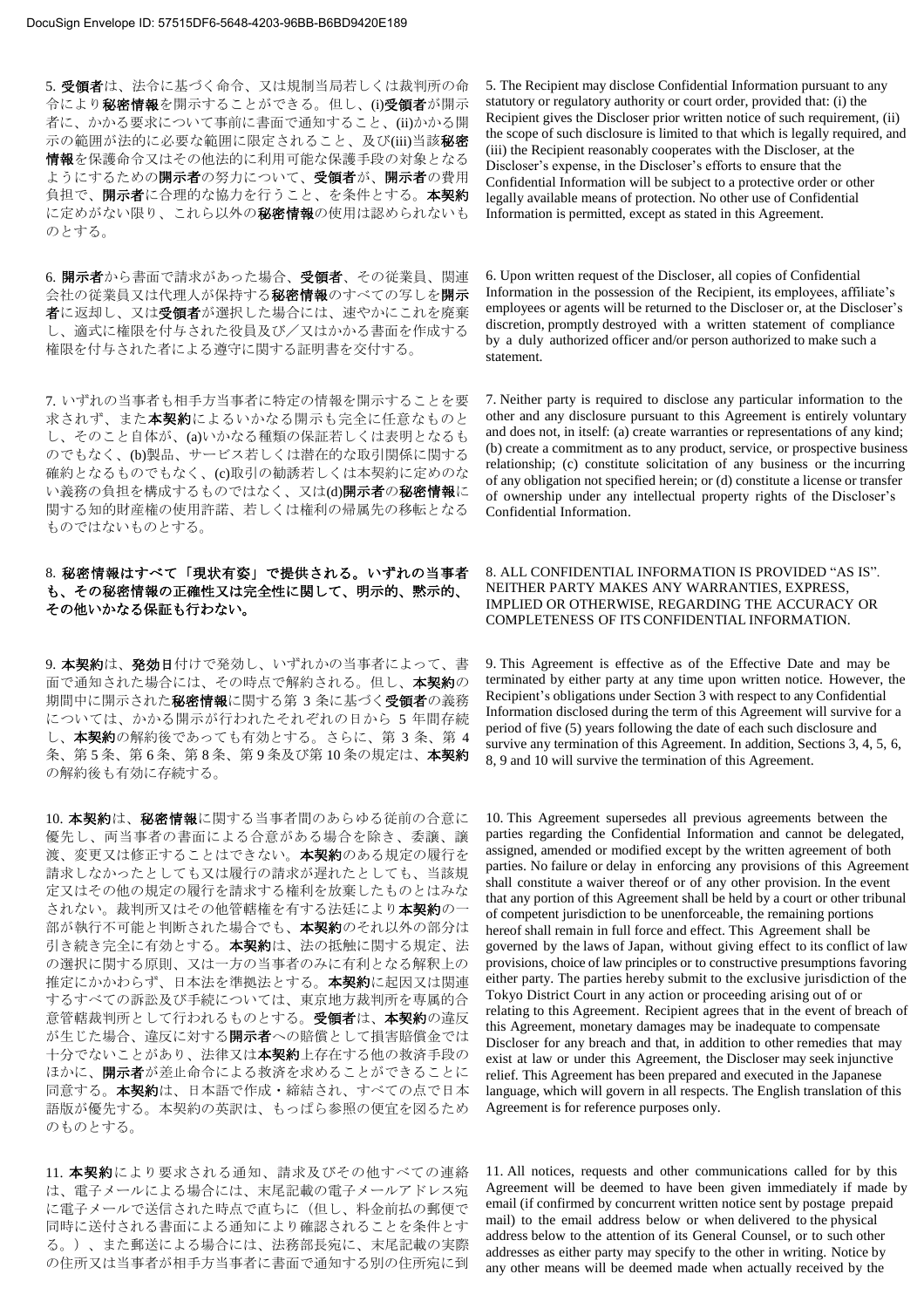5. **受領者**は、法令に基づく命令、又は規制当局若しくは裁判所の命令により**秘密情報**を開示することができる。但し、(i)**受領者**が開示者に、かかる要求について事前に書面で通知すること、(ii)かかる開示の範囲が法的に必要な範囲に限定されること、及び(iii)当該**秘密情報**を保護命令又はその他法的に利用可能な保護手段の対象となるようにするための**開示者**の努力について、**受領者**が、**開示者**の費用負担で、**開示者**に合理的な協力を行うこと、を条件とする。**本契約**に定めがない限り、これら以外の**秘密情報**の使用は認められないものとする。

5. The Recipient may disclose Confidential Information pursuant to any statutory or regulatory authority or court order, provided that: (i) the Recipient gives the Discloser prior written notice of such requirement, (ii) the scope of such disclosure is limited to that which is legally required, and (iii) the Recipient reasonably cooperates with the Discloser, at the Discloser's expense, in the Discloser's efforts to ensure that the Confidential Information will be subject to a protective order or other legally available means of protection. No other use of Confidential Information is permitted, except as stated in this Agreement.

6. **開示者**から書面で請求があった場合、**受領者**、その従業員、関連会社の従業員又は代理人が保持する**秘密情報**のすべての写しを**開示者**に返却し、又は**受領者**が選択した場合には、速やかにこれを廃棄し、適式に権限を付与された役員及び／又はかかる書面を作成する権限を付与された者による遵守に関する証明書を交付する。

6. Upon written request of the Discloser, all copies of Confidential Information in the possession of the Recipient, its employees, affiliate's employees or agents will be returned to the Discloser or, at the Discloser's discretion, promptly destroyed with a written statement of compliance by a duly authorized officer and/or person authorized to make such a statement.

7. いずれの当事者も相手方当事者に特定の情報を開示することを要求されず、また**本契約**によるいかなる開示も完全に任意なものとし、そのこと自体が、(a)いかなる種類の保証若しくは表明となるものでもなく、(b)製品、サービス若しくは潜在的な取引関係に関する確約となるものでもなく、(c)取引の勧誘若しくは本契約に定めのない義務の負担を構成するものではなく、又は(d)**開示者**の**秘密情報**に関する知的財産権の使用許諾、若しくは権利の帰属先の移転となるものではないものとする。

7. Neither party is required to disclose any particular information to the other and any disclosure pursuant to this Agreement is entirely voluntary and does not, in itself: (a) create warranties or representations of any kind; (b) create a commitment as to any product, service, or prospective business relationship; (c) constitute solicitation of any business or the incurring of any obligation not specified herein; or (d) constitute a license or transfer of ownership under any intellectual property rights of the Discloser's Confidential Information.

8. **秘密情報はすべて「現状有姿」で提供される。いずれの当事者も、その秘密情報の正確性又は完全性に関して、明示的、黙示的、その他いかなる保証も行わない。**

8. ALL CONFIDENTIAL INFORMATION IS PROVIDED "AS IS". NEITHER PARTY MAKES ANY WARRANTIES, EXPRESS, IMPLIED OR OTHERWISE, REGARDING THE ACCURACY OR COMPLETENESS OF ITS CONFIDENTIAL INFORMATION.

9. **本契約**は、**発効日**付けで発効し、いずれかの当事者によって、書面で通知された場合には、その時点で解約される。但し、**本契約**の期間中に開示された**秘密情報**に関する第 3 条に基づく**受領者**の義務については、かかる開示が行われたそれぞれの日から 5 年間存続し、**本契約**の解約後であっても有効とする。さらに、第 3 条、第 4 条、第 5 条、第 6 条、第 8 条、第 9 条及び第 10 条の規定は、**本契約**の解約後も有効に存続する。

9. This Agreement is effective as of the Effective Date and may be terminated by either party at any time upon written notice. However, the Recipient's obligations under Section 3 with respect to any Confidential Information disclosed during the term of this Agreement will survive for a period of five (5) years following the date of each such disclosure and survive any termination of this Agreement. In addition, Sections 3, 4, 5, 6, 8, 9 and 10 will survive the termination of this Agreement.

10. **本契約**は、**秘密情報**に関する当事者間のあらゆる従前の合意に優先し、両当事者の書面による合意がある場合を除き、委譲、譲渡、変更又は修正することはできない。**本契約**のある規定の履行を請求しなかったとしても又は履行の請求が遅れたとしても、当該規定又はその他の規定の履行を請求する権利を放棄したものとはみなされない。裁判所又はその他管轄権を有する法廷により**本契約**の一部が執行不可能と判断された場合でも、**本契約**のそれ以外の部分は引き続き完全に有効とする。**本契約**は、法の抵触に関する規定、法の選択に関する原則、又は一方の当事者のみに有利となる解釈上の推定にかかわらず、日本法を準拠法とする。**本契約**に起因又は関連するすべての訴訟及び手続については、東京地方裁判所を専属的合意管轄裁判所として行われるものとする。**受領者**は、**本契約**の違反が生じた場合、違反に対する**開示者**への賠償として損害賠償金では十分でないことがあり、法律又は**本契約**上存在する他の救済手段のほかに、**開示者**が差止命令による救済を求めることができることに同意する。**本契約**は、日本語で作成・締結され、すべての点で日本語版が優先する。本契約の英訳は、もっぱら参照の便宜を図るためのものとする。

10. This Agreement supersedes all previous agreements between the parties regarding the Confidential Information and cannot be delegated, assigned, amended or modified except by the written agreement of both parties. No failure or delay in enforcing any provisions of this Agreement shall constitute a waiver thereof or of any other provision. In the event that any portion of this Agreement shall be held by a court or other tribunal of competent jurisdiction to be unenforceable, the remaining portions hereof shall remain in full force and effect. This Agreement shall be governed by the laws of Japan, without giving effect to its conflict of law provisions, choice of law principles or to constructive presumptions favoring either party. The parties hereby submit to the exclusive jurisdiction of the Tokyo District Court in any action or proceeding arising out of or relating to this Agreement. Recipient agrees that in the event of breach of this Agreement, monetary damages may be inadequate to compensate Discloser for any breach and that, in addition to other remedies that may exist at law or under this Agreement, the Discloser may seek injunctive relief. This Agreement has been prepared and executed in the Japanese language, which will govern in all respects. The English translation of this Agreement is for reference purposes only.

11. **本契約**により要求される通知、請求及びその他すべての連絡は、電子メールによる場合には、末尾記載の電子メールアドレス宛に電子メールで送信された時点で直ちに（但し、料金前払の郵便で同時に送付される書面による通知により確認されることを条件とする。）、また郵送による場合には、法務部長宛に、末尾記載の実際の住所又は当事者が相手方当事者に書面で通知する別の住所宛に到

11. All notices, requests and other communications called for by this Agreement will be deemed to have been given immediately if made by email (if confirmed by concurrent written notice sent by postage prepaid mail) to the email address below or when delivered to the physical address below to the attention of its General Counsel, or to such other addresses as either party may specify to the other in writing. Notice by any other means will be deemed made when actually received by the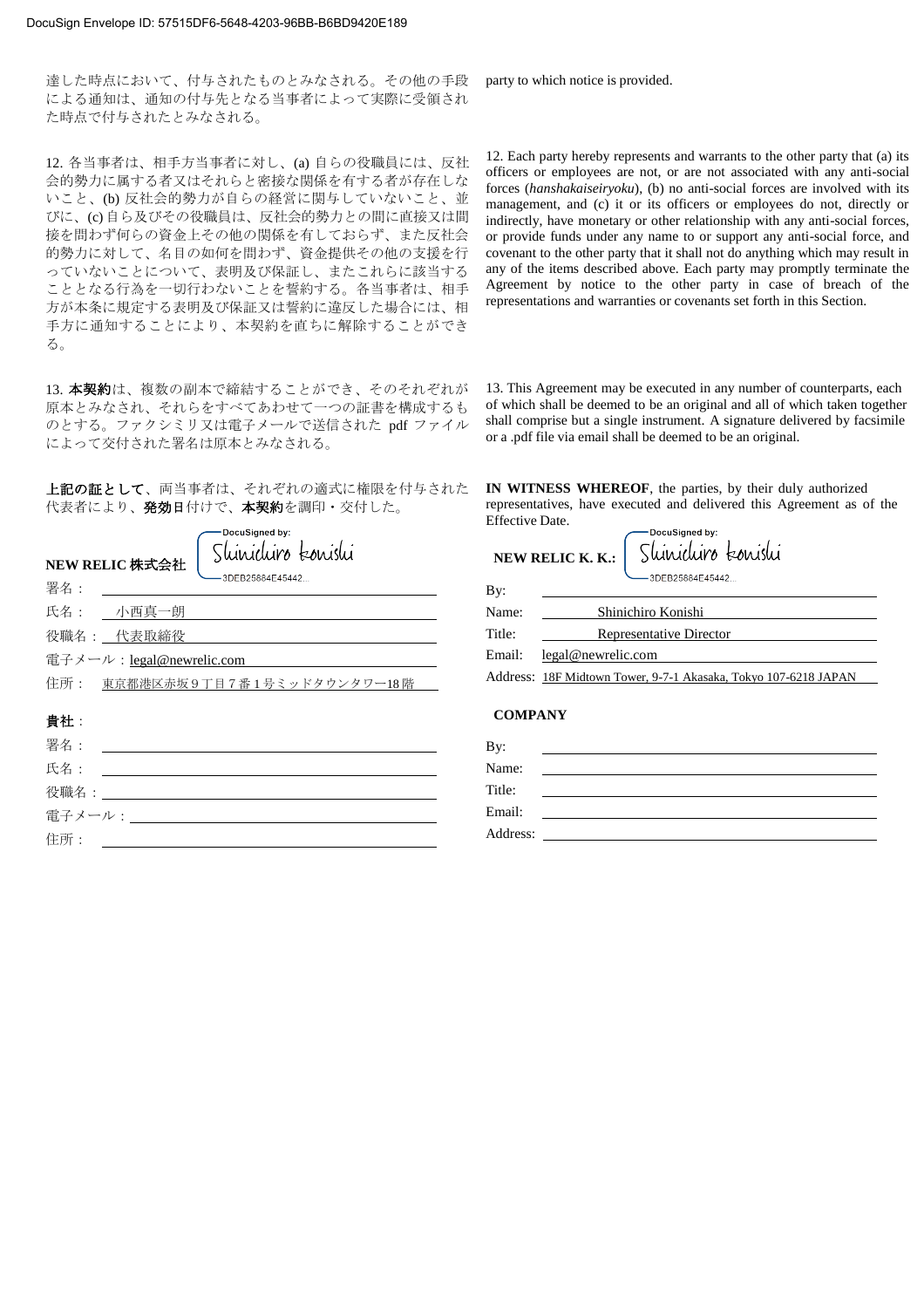DocuSign Envelope ID: 57515DF6-5648-4203-96BB-B6BD9420E189

達した時点において、付与されたものとみなされる。その他の手段による通知は、通知の付与先となる当事者によって実際に受領された時点で付与されたとみなされる。

party to which notice is provided.

12. 各当事者は、相手方当事者に対し、(a) 自らの役職員には、反社会的勢力に属する者又はそれらと密接な関係を有する者が存在しないこと、(b) 反社会的勢力が自らの経営に関与していないこと、並びに、(c) 自ら及びその役職員は、反社会的勢力との間に直接又は間接を問わず何らの資金上その他の関係を有しておらず、また反社会的勢力に対して、名目の如何を問わず、資金提供その他の支援を行っていないことについて、表明及び保証し、またこれらに該当することとなる行為を一切行わないことを誓約する。各当事者は、相手方が本条に規定する表明及び保証又は誓約に違反した場合には、相手方に通知することにより、本契約を直ちに解除することができる。

12. Each party hereby represents and warrants to the other party that (a) its officers or employees are not, or are not associated with any anti-social forces (*hanshakaiseiryoku*), (b) no anti-social forces are involved with its management, and (c) it or its officers or employees do not, directly or indirectly, have monetary or other relationship with any anti-social forces, or provide funds under any name to or support any anti-social force, and covenant to the other party that it shall not do anything which may result in any of the items described above. Each party may promptly terminate the Agreement by notice to the other party in case of breach of the representations and warranties or covenants set forth in this Section.

13. **本契約**は、複数の副本で締結することができ、そのそれぞれが原本とみなされ、それらをすべてあわせて一つの証書を構成するものとする。ファクシミリ又は電子メールで送信された pdf ファイルによって交付された署名は原本とみなされる。

13. This Agreement may be executed in any number of counterparts, each of which shall be deemed to be an original and all of which taken together shall comprise but a single instrument. A signature delivered by facsimile or a .pdf file via email shall be deemed to be an original.

**上記の証として**、両当事者は、それぞれの適式に権限を付与された代表者により、**発効日**付けで、**本契約**を調印・交付した。

**IN WITNESS WHEREOF**, the parties, by their duly authorized representatives, have executed and delivered this Agreement as of the Effective Date.

**NEW RELIC 株式会社**

DocuSigned by: Shinichiro Konishi
3DEB25884E45442...

署名：
氏名： 小西真一朗
役職名： 代表取締役
電子メール：legal@newrelic.com
住所： 東京都港区赤坂９丁目７番１号ミッドタウンタワー18 階

**NEW RELIC K. K.:**

DocuSigned by: Shinichiro Konishi
3DEB25884E45442...

By:
Name: Shinichiro Konishi
Title: Representative Director
Email: legal@newrelic.com
Address: 18F Midtown Tower, 9-7-1 Akasaka, Tokyo 107-6218 JAPAN

**貴社**：

署名：
氏名：
役職名：
電子メール：
住所：

**COMPANY**

By:
Name:
Title:
Email:
Address: